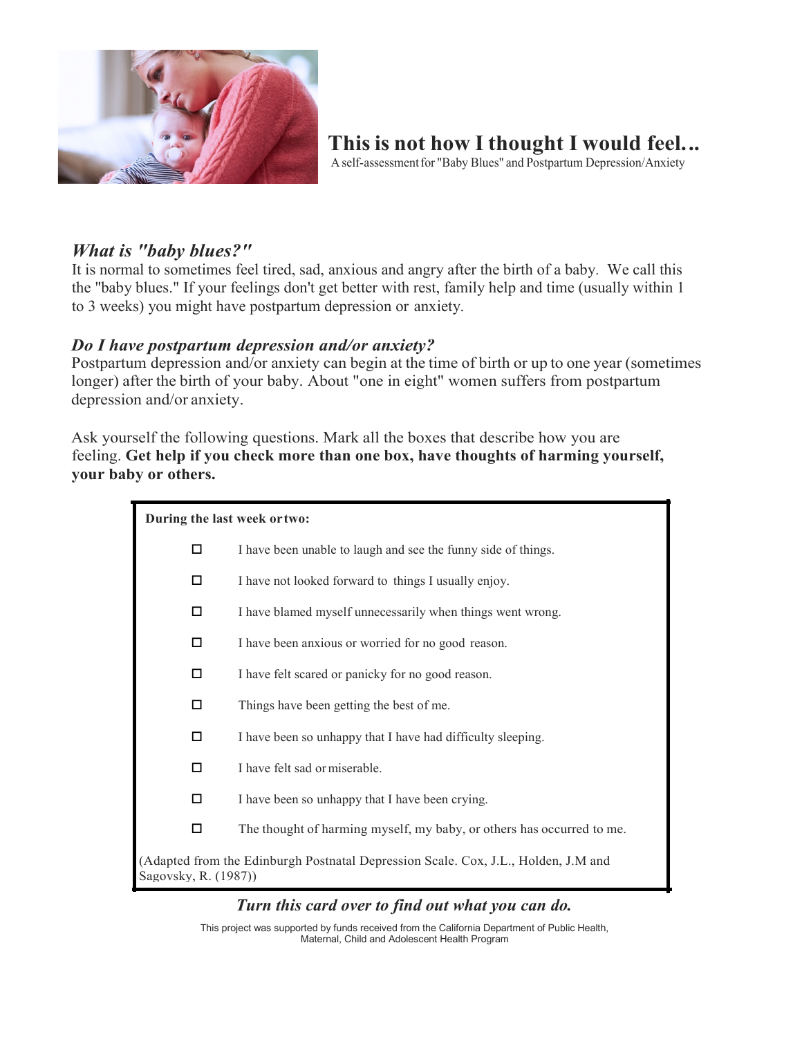# This is not how I thought I would feel...

A self-assessment for "Baby Blues" and Postpartum Depression/Anxiety

### *What is "baby blues?"*

It is normal to sometimes feel tired, sad, anxious and angry after the birth of a baby. We call this the "baby blues." If your feelings don't get better with rest, family help and time (usually within 1 to 3 weeks) you might have postpartum depression or anxiety.

### *Do I have postpartum depression and/or anxiety?*

Postpartum depression and/or anxiety can begin at the time of birth or up to one year (sometimes longer) after the birth of your baby. About "one in eight" women suffers from postpartum depression and/or anxiety.

Ask yourself the following questions. Mark all the boxes that describe how you are feeling. **Get help if you check more than one box, have thoughts of harming yourself, your baby or others.**

**During the last week or two:**

- ☐ I have been unable to laugh and see the funny side of things.
- ☐ I have not looked forward to things I usually enjoy.
- ☐ I have blamed myself unnecessarily when things went wrong.
- ☐ I have been anxious or worried for no good reason.
- ☐ I have felt scared or panicky for no good reason.
- ☐ Things have been getting the best of me.
- ☐ I have been so unhappy that I have had difficulty sleeping.
- ☐ I have felt sad or miserable.
- ☐ I have been so unhappy that I have been crying.
- ☐ The thought of harming myself, my baby, or others has occurred to me.

(Adapted from the Edinburgh Postnatal Depression Scale. Cox, J.L., Holden, J.M and Sagovsky, R. (1987))

***Turn this card over to find out what you can do.***

This project was supported by funds received from the California Department of Public Health, Maternal, Child and Adolescent Health Program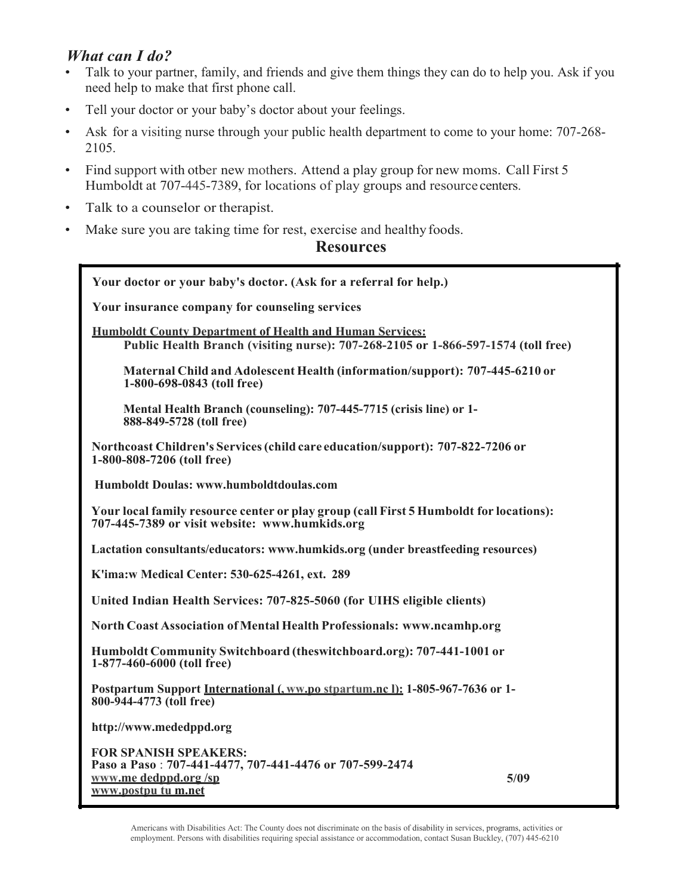## *What can I do?*

- Talk to your partner, family, and friends and give them things they can do to help you. Ask if you need help to make that first phone call.
- Tell your doctor or your baby's doctor about your feelings.
- Ask for a visiting nurse through your public health department to come to your home: 707-268-2105.
- Find support with otber new mothers. Attend a play group for new moms. Call First 5 Humboldt at 707-445-7389, for locations of play groups and resource centers.
- Talk to a counselor or therapist.
- Make sure you are taking time for rest, exercise and healthy foods.

## Resources

**Your doctor or your baby's doctor. (Ask for a referral for help.)**

**Your insurance company for counseling services**

**Humboldt County Department of Health and Human Services:**

**Public Health Branch (visiting nurse): 707-268-2105 or 1-866-597-1574 (toll free)**

**Maternal Child and Adolescent Health (information/support): 707-445-6210 or 1-800-698-0843 (toll free)**

**Mental Health Branch (counseling): 707-445-7715 (crisis line) or 1-888-849-5728 (toll free)**

**Northcoast Children's Services (child care education/support): 707-822-7206 or 1-800-808-7206 (toll free)**

**Humboldt Doulas: www.humboldtdoulas.com**

**Your local family resource center or play group (call First 5 Humboldt for locations): 707-445-7389 or visit website: www.humkids.org**

**Lactation consultants/educators: www.humkids.org (under breastfeeding resources)**

**K'ima:w Medical Center: 530-625-4261, ext. 289**

**United Indian Health Services: 707-825-5060 (for UIHS eligible clients)**

**North Coast Association of Mental Health Professionals: www.ncamhp.org**

**Humboldt Community Switchboard (theswitchboard.org): 707-441-1001 or 1-877-460-6000 (toll free)**

**Postpartum Support International (. ww.po stpartum.nc l): 1-805-967-7636 or 1-800-944-4773 (toll free)**

**http://www.mededppd.org**

**FOR SPANISH SPEAKERS:**
**Paso a Paso : 707-441-4477, 707-441-4476 or 707-599-2474**
**www.me dedppd.org /sp**
**www.postpu tu m.net**

**5/09**

Americans with Disabilities Act: The County does not discriminate on the basis of disability in services, programs, activities or employment. Persons with disabilities requiring special assistance or accommodation, contact Susan Buckley, (707) 445-6210